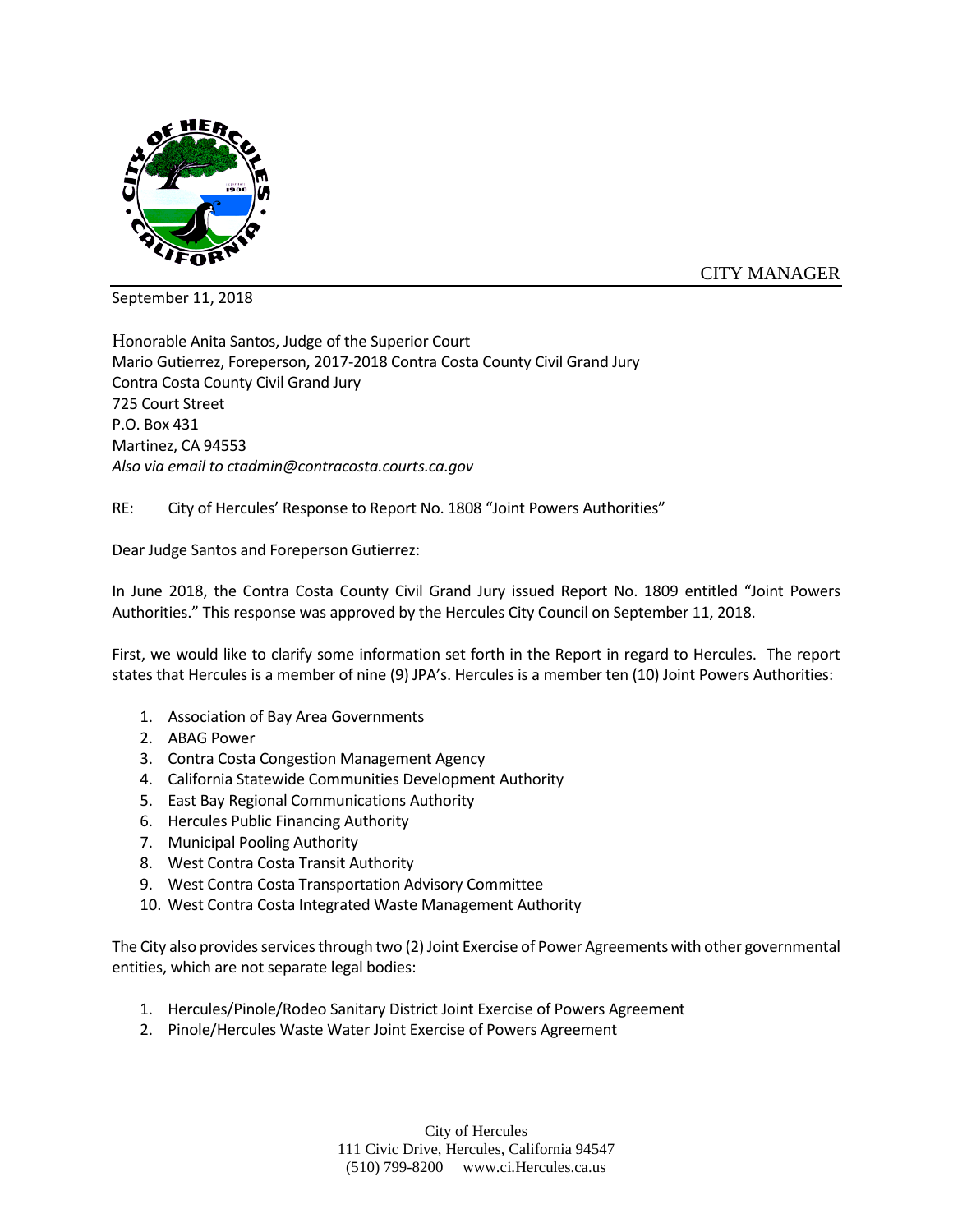CITY MANAGER

September 11, 2018

Honorable Anita Santos, Judge of the Superior Court
Mario Gutierrez, Foreperson, 2017-2018 Contra Costa County Civil Grand Jury
Contra Costa County Civil Grand Jury
725 Court Street
P.O. Box 431
Martinez, CA 94553
*Also via email to ctadmin@contracosta.courts.ca.gov*

RE: City of Hercules' Response to Report No. 1808 "Joint Powers Authorities"

Dear Judge Santos and Foreperson Gutierrez:

In June 2018, the Contra Costa County Civil Grand Jury issued Report No. 1809 entitled "Joint Powers Authorities." This response was approved by the Hercules City Council on September 11, 2018.

First, we would like to clarify some information set forth in the Report in regard to Hercules. The report states that Hercules is a member of nine (9) JPA's. Hercules is a member ten (10) Joint Powers Authorities:

1. Association of Bay Area Governments
2. ABAG Power
3. Contra Costa Congestion Management Agency
4. California Statewide Communities Development Authority
5. East Bay Regional Communications Authority
6. Hercules Public Financing Authority
7. Municipal Pooling Authority
8. West Contra Costa Transit Authority
9. West Contra Costa Transportation Advisory Committee
10. West Contra Costa Integrated Waste Management Authority

The City also provides services through two (2) Joint Exercise of Power Agreements with other governmental entities, which are not separate legal bodies:

1. Hercules/Pinole/Rodeo Sanitary District Joint Exercise of Powers Agreement
2. Pinole/Hercules Waste Water Joint Exercise of Powers Agreement

City of Hercules
111 Civic Drive, Hercules, California 94547
(510) 799-8200 www.ci.Hercules.ca.us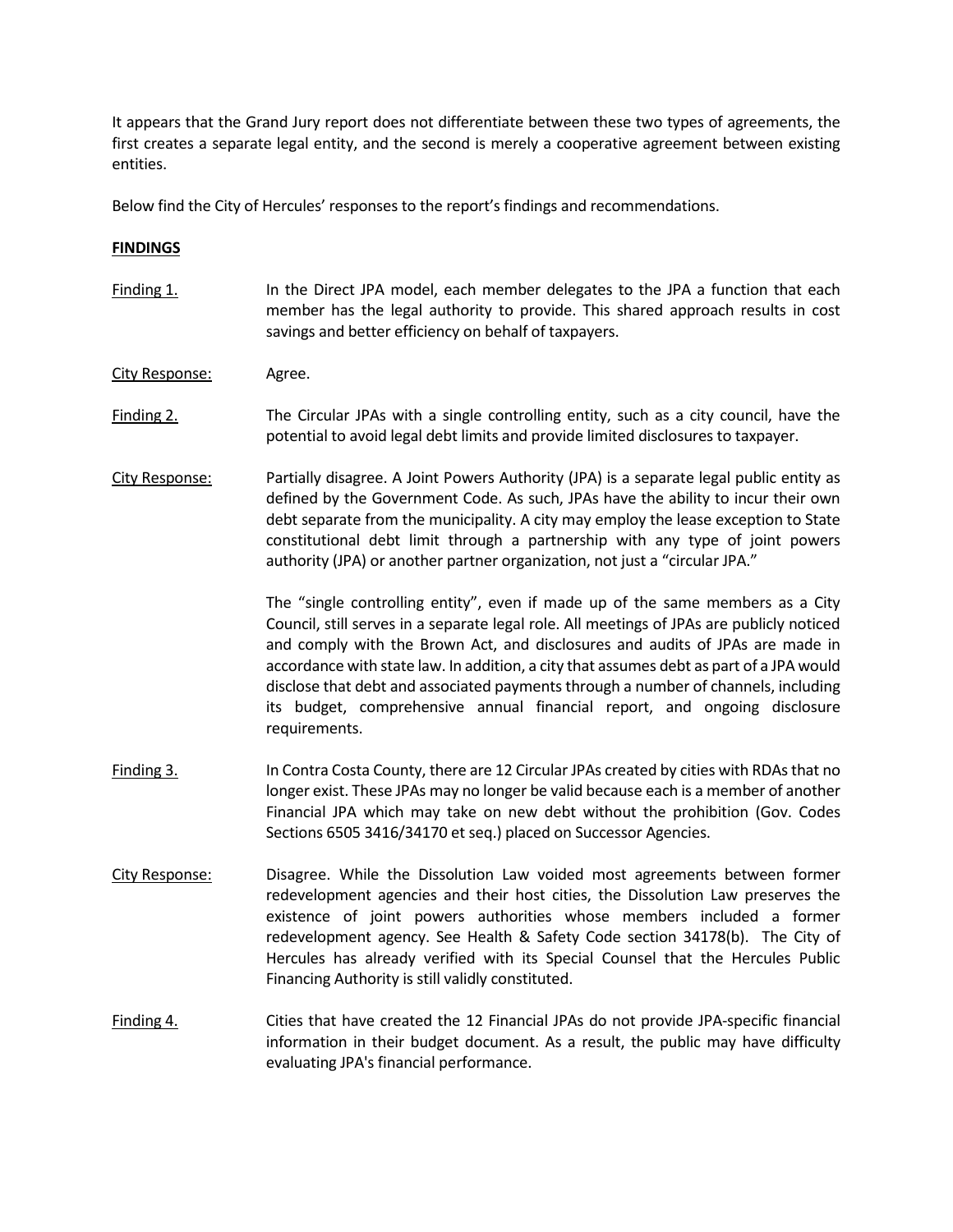It appears that the Grand Jury report does not differentiate between these two types of agreements, the first creates a separate legal entity, and the second is merely a cooperative agreement between existing entities.

Below find the City of Hercules' responses to the report's findings and recommendations.

**FINDINGS**

Finding 1. In the Direct JPA model, each member delegates to the JPA a function that each member has the legal authority to provide. This shared approach results in cost savings and better efficiency on behalf of taxpayers.

City Response: Agree.

Finding 2. The Circular JPAs with a single controlling entity, such as a city council, have the potential to avoid legal debt limits and provide limited disclosures to taxpayer.

City Response: Partially disagree. A Joint Powers Authority (JPA) is a separate legal public entity as defined by the Government Code. As such, JPAs have the ability to incur their own debt separate from the municipality. A city may employ the lease exception to State constitutional debt limit through a partnership with any type of joint powers authority (JPA) or another partner organization, not just a "circular JPA."

The "single controlling entity", even if made up of the same members as a City Council, still serves in a separate legal role. All meetings of JPAs are publicly noticed and comply with the Brown Act, and disclosures and audits of JPAs are made in accordance with state law. In addition, a city that assumes debt as part of a JPA would disclose that debt and associated payments through a number of channels, including its budget, comprehensive annual financial report, and ongoing disclosure requirements.

Finding 3. In Contra Costa County, there are 12 Circular JPAs created by cities with RDAs that no longer exist. These JPAs may no longer be valid because each is a member of another Financial JPA which may take on new debt without the prohibition (Gov. Codes Sections 6505 3416/34170 et seq.) placed on Successor Agencies.

City Response: Disagree. While the Dissolution Law voided most agreements between former redevelopment agencies and their host cities, the Dissolution Law preserves the existence of joint powers authorities whose members included a former redevelopment agency. See Health & Safety Code section 34178(b). The City of Hercules has already verified with its Special Counsel that the Hercules Public Financing Authority is still validly constituted.

Finding 4. Cities that have created the 12 Financial JPAs do not provide JPA-specific financial information in their budget document. As a result, the public may have difficulty evaluating JPA's financial performance.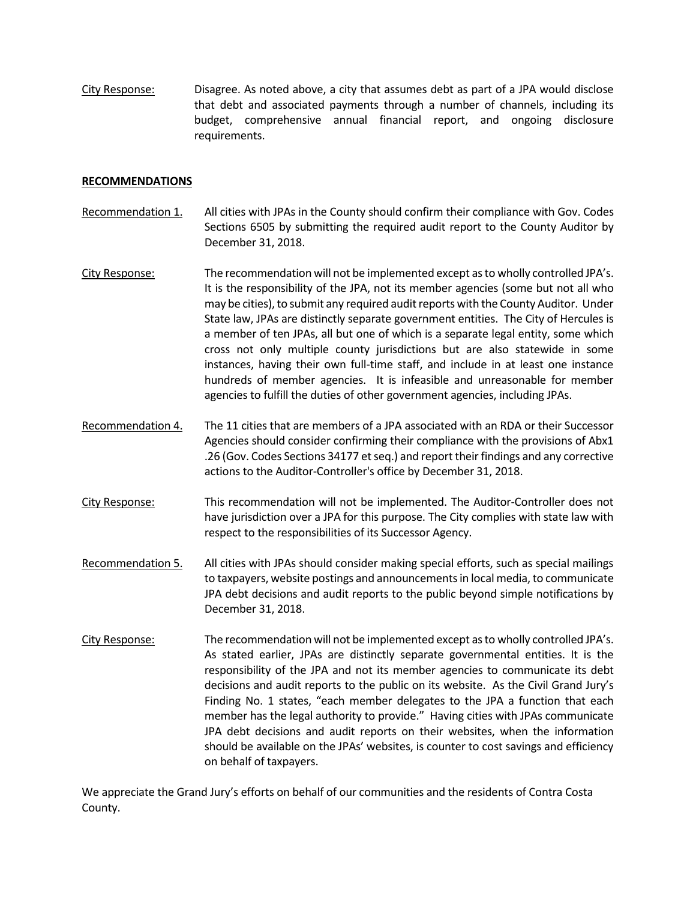City Response: Disagree. As noted above, a city that assumes debt as part of a JPA would disclose that debt and associated payments through a number of channels, including its budget, comprehensive annual financial report, and ongoing disclosure requirements.

**RECOMMENDATIONS**

Recommendation 1. All cities with JPAs in the County should confirm their compliance with Gov. Codes Sections 6505 by submitting the required audit report to the County Auditor by December 31, 2018.

City Response: The recommendation will not be implemented except as to wholly controlled JPA's. It is the responsibility of the JPA, not its member agencies (some but not all who may be cities), to submit any required audit reports with the County Auditor. Under State law, JPAs are distinctly separate government entities. The City of Hercules is a member of ten JPAs, all but one of which is a separate legal entity, some which cross not only multiple county jurisdictions but are also statewide in some instances, having their own full-time staff, and include in at least one instance hundreds of member agencies. It is infeasible and unreasonable for member agencies to fulfill the duties of other government agencies, including JPAs.

Recommendation 4. The 11 cities that are members of a JPA associated with an RDA or their Successor Agencies should consider confirming their compliance with the provisions of Abx1 .26 (Gov. Codes Sections 34177 et seq.) and report their findings and any corrective actions to the Auditor-Controller's office by December 31, 2018.

City Response: This recommendation will not be implemented. The Auditor-Controller does not have jurisdiction over a JPA for this purpose. The City complies with state law with respect to the responsibilities of its Successor Agency.

Recommendation 5. All cities with JPAs should consider making special efforts, such as special mailings to taxpayers, website postings and announcements in local media, to communicate JPA debt decisions and audit reports to the public beyond simple notifications by December 31, 2018.

City Response: The recommendation will not be implemented except as to wholly controlled JPA's. As stated earlier, JPAs are distinctly separate governmental entities. It is the responsibility of the JPA and not its member agencies to communicate its debt decisions and audit reports to the public on its website. As the Civil Grand Jury's Finding No. 1 states, "each member delegates to the JPA a function that each member has the legal authority to provide." Having cities with JPAs communicate JPA debt decisions and audit reports on their websites, when the information should be available on the JPAs' websites, is counter to cost savings and efficiency on behalf of taxpayers.

We appreciate the Grand Jury's efforts on behalf of our communities and the residents of Contra Costa County.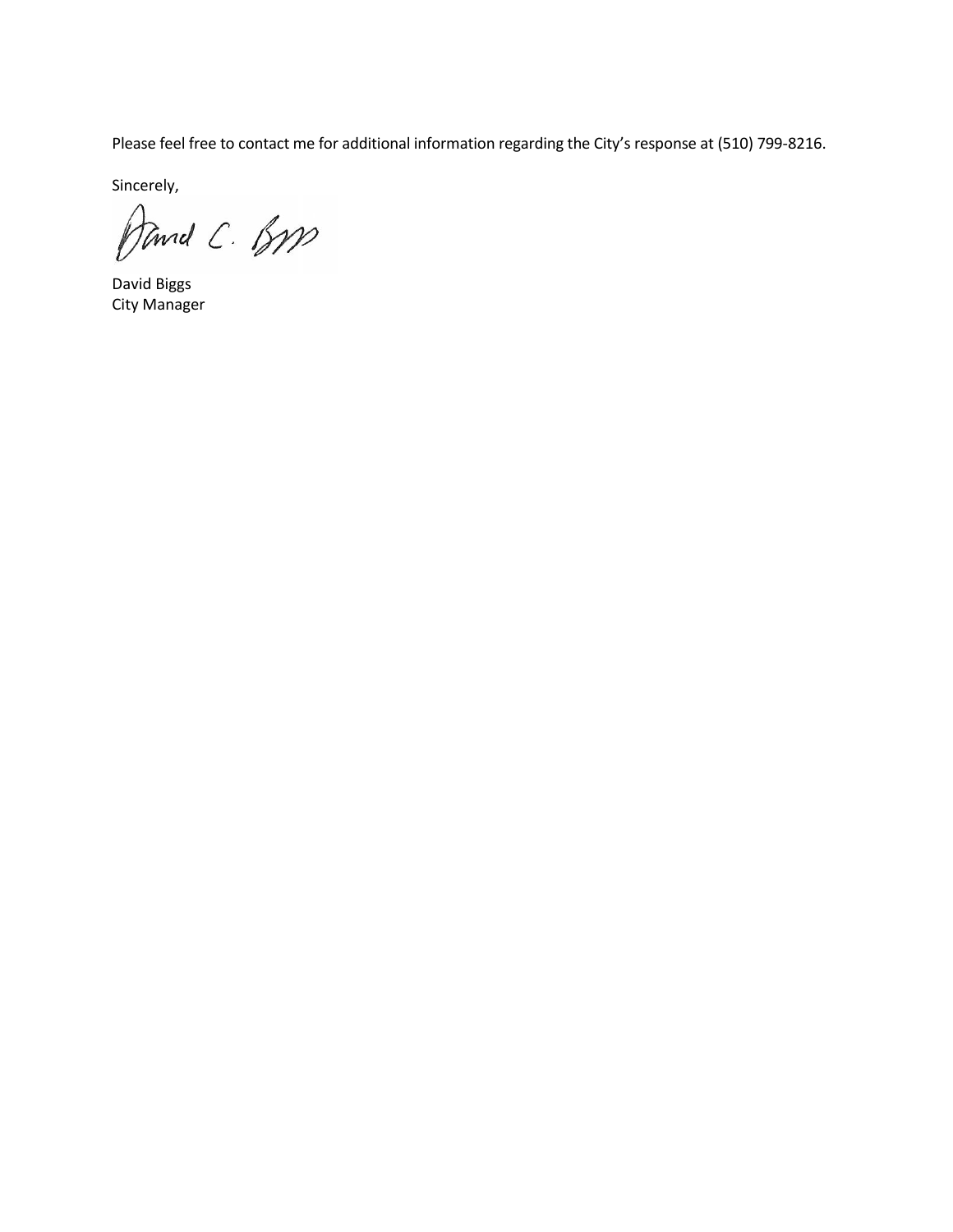Please feel free to contact me for additional information regarding the City's response at (510) 799-8216.

Sincerely,

David C. Biggs

David Biggs
City Manager